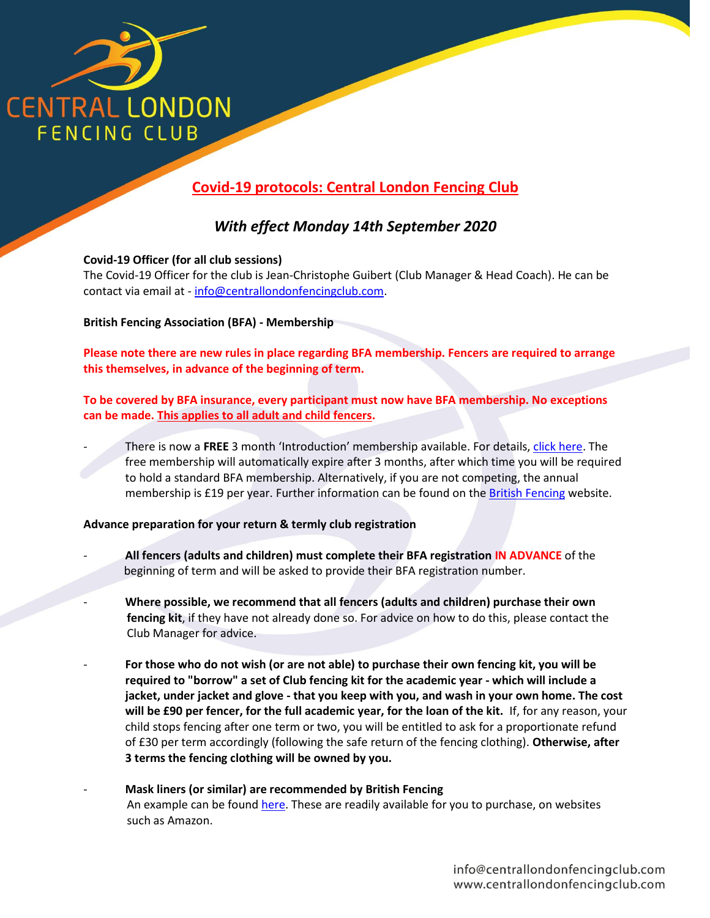# CENTRAL LONDON FENCING CLUB

## Covid-19 protocols: Central London Fencing Club

### *With effect Monday 14th September 2020*

**Covid-19 Officer (for all club sessions)**
The Covid-19 Officer for the club is Jean-Christophe Guibert (Club Manager & Head Coach). He can be contact via email at - [info@centrallondonfencingclub.com](mailto:info@centrallondonfencingclub.com).

**British Fencing Association (BFA) - Membership**

**Please note there are new rules in place regarding BFA membership. Fencers are required to arrange this themselves, in advance of the beginning of term.**

**To be covered by BFA insurance, every participant must now have BFA membership. No exceptions can be made. This applies to all adult and child fencers.**

- There is now a **FREE** 3 month 'Introduction' membership available. For details, click here. The free membership will automatically expire after 3 months, after which time you will be required to hold a standard BFA membership. Alternatively, if you are not competing, the annual membership is £19 per year. Further information can be found on the British Fencing website.

**Advance preparation for your return & termly club registration**

- **All fencers (adults and children) must complete their BFA registration IN ADVANCE** of the beginning of term and will be asked to provide their BFA registration number.

- **Where possible, we recommend that all fencers (adults and children) purchase their own fencing kit**, if they have not already done so. For advice on how to do this, please contact the Club Manager for advice.

- **For those who do not wish (or are not able) to purchase their own fencing kit, you will be required to "borrow" a set of Club fencing kit for the academic year - which will include a jacket, under jacket and glove - that you keep with you, and wash in your own home. The cost will be £90 per fencer, for the full academic year, for the loan of the kit.** If, for any reason, your child stops fencing after one term or two, you will be entitled to ask for a proportionate refund of £30 per term accordingly (following the safe return of the fencing clothing). **Otherwise, after 3 terms the fencing clothing will be owned by you.**

- **Mask liners (or similar) are recommended by British Fencing**
  An example can be found here. These are readily available for you to purchase, on websites such as Amazon.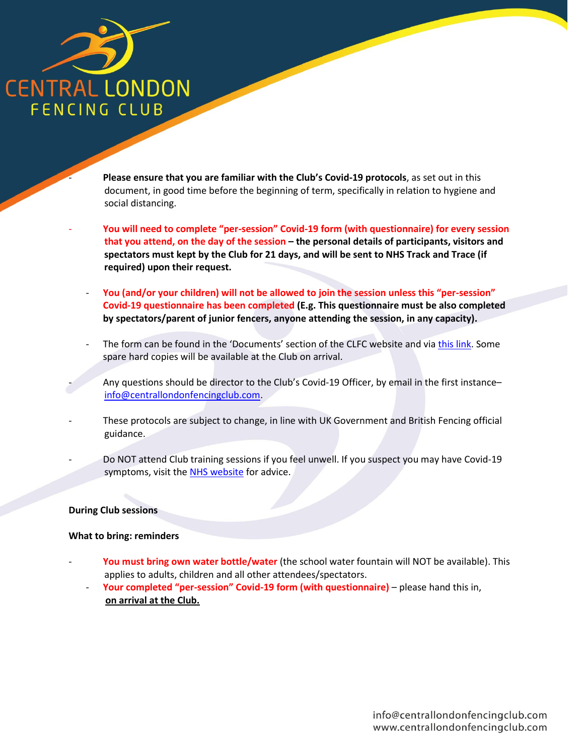- **Please ensure that you are familiar with the Club's Covid-19 protocols**, as set out in this document, in good time before the beginning of term, specifically in relation to hygiene and social distancing.

- **You will need to complete "per-session" Covid-19 form (with questionnaire) for every session that you attend, on the day of the session – the personal details of participants, visitors and spectators must kept by the Club for 21 days, and will be sent to NHS Track and Trace (if required) upon their request.**

- **You (and/or your children) will not be allowed to join the session unless this "per-session" Covid-19 questionnaire has been completed (E.g. This questionnaire must be also completed by spectators/parent of junior fencers, anyone attending the session, in any capacity).**

- The form can be found in the 'Documents' section of the CLFC website and via [this link]. Some spare hard copies will be available at the Club on arrival.

- Any questions should be director to the Club's Covid-19 Officer, by email in the first instance– info@centrallondonfencingclub.com.

- These protocols are subject to change, in line with UK Government and British Fencing official guidance.

- Do NOT attend Club training sessions if you feel unwell. If you suspect you may have Covid-19 symptoms, visit the [NHS website] for advice.

**During Club sessions**

**What to bring: reminders**

- **You must bring own water bottle/water** (the school water fountain will NOT be available). This applies to adults, children and all other attendees/spectators.
- **Your completed "per-session" Covid-19 form (with questionnaire)** – please hand this in, **on arrival at the Club.**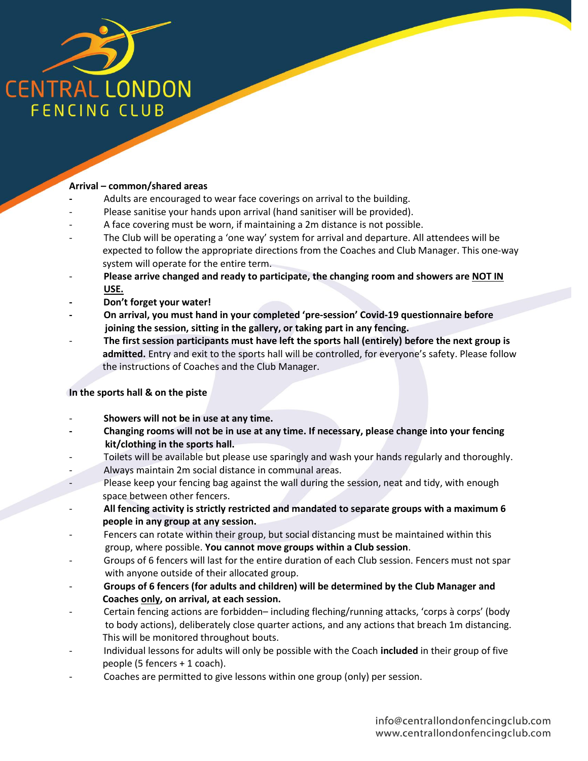**Arrival – common/shared areas**

- Adults are encouraged to wear face coverings on arrival to the building.
- Please sanitise your hands upon arrival (hand sanitiser will be provided).
- A face covering must be worn, if maintaining a 2m distance is not possible.
- The Club will be operating a 'one way' system for arrival and departure. All attendees will be expected to follow the appropriate directions from the Coaches and Club Manager. This one-way system will operate for the entire term.
- **Please arrive changed and ready to participate, the changing room and showers are <u>NOT IN USE.</u>**
- **Don't forget your water!**
- **On arrival, you must hand in your completed 'pre-session' Covid-19 questionnaire before joining the session, sitting in the gallery, or taking part in any fencing.**
- **The first session participants must have left the sports hall (entirely) before the next group is admitted.** Entry and exit to the sports hall will be controlled, for everyone's safety. Please follow the instructions of Coaches and the Club Manager.

**In the sports hall & on the piste**

- **Showers will not be in use at any time.**
- **Changing rooms will not be in use at any time. If necessary, please change into your fencing kit/clothing in the sports hall.**
- Toilets will be available but please use sparingly and wash your hands regularly and thoroughly.
- Always maintain 2m social distance in communal areas.
- Please keep your fencing bag against the wall during the session, neat and tidy, with enough space between other fencers.
- **All fencing activity is strictly restricted and mandated to separate groups with a maximum 6 people in any group at any session.**
- Fencers can rotate within their group, but social distancing must be maintained within this group, where possible. **You cannot move groups within a Club session**.
- Groups of 6 fencers will last for the entire duration of each Club session. Fencers must not spar with anyone outside of their allocated group.
- **Groups of 6 fencers (for adults and children) will be determined by the Club Manager and Coaches <u>only</u>, on arrival, at each session.**
- Certain fencing actions are forbidden– including fleching/running attacks, 'corps à corps' (body to body actions), deliberately close quarter actions, and any actions that breach 1m distancing. This will be monitored throughout bouts.
- Individual lessons for adults will only be possible with the Coach **included** in their group of five people (5 fencers + 1 coach).
- Coaches are permitted to give lessons within one group (only) per session.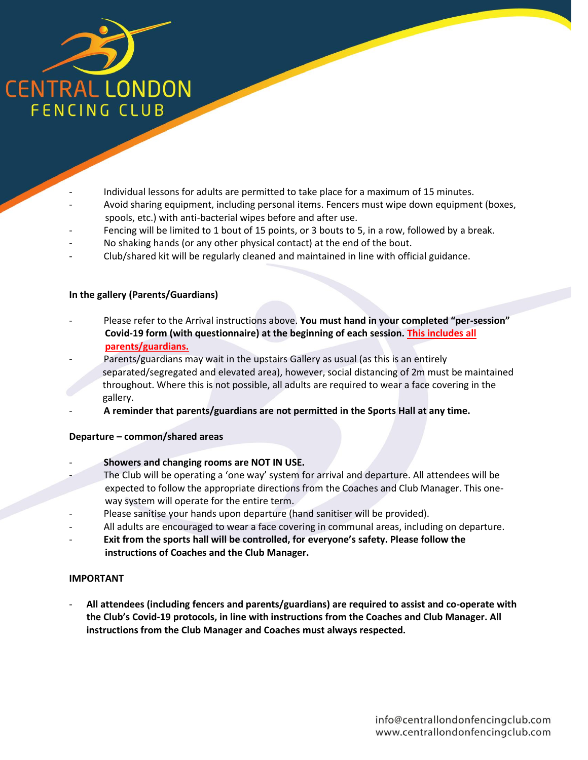- Individual lessons for adults are permitted to take place for a maximum of 15 minutes.
- Avoid sharing equipment, including personal items. Fencers must wipe down equipment (boxes, spools, etc.) with anti-bacterial wipes before and after use.
- Fencing will be limited to 1 bout of 15 points, or 3 bouts to 5, in a row, followed by a break.
- No shaking hands (or any other physical contact) at the end of the bout.
- Club/shared kit will be regularly cleaned and maintained in line with official guidance.

**In the gallery (Parents/Guardians)**

- Please refer to the Arrival instructions above. **You must hand in your completed "per-session" Covid-19 form (with questionnaire) at the beginning of each session. This includes all parents/guardians.**
- Parents/guardians may wait in the upstairs Gallery as usual (as this is an entirely separated/segregated and elevated area), however, social distancing of 2m must be maintained throughout. Where this is not possible, all adults are required to wear a face covering in the gallery.
- **A reminder that parents/guardians are not permitted in the Sports Hall at any time.**

**Departure – common/shared areas**

- **Showers and changing rooms are NOT IN USE.**
- The Club will be operating a 'one way' system for arrival and departure. All attendees will be expected to follow the appropriate directions from the Coaches and Club Manager. This one-way system will operate for the entire term.
- Please sanitise your hands upon departure (hand sanitiser will be provided).
- All adults are encouraged to wear a face covering in communal areas, including on departure.
- **Exit from the sports hall will be controlled, for everyone's safety. Please follow the instructions of Coaches and the Club Manager.**

**IMPORTANT**

- **All attendees (including fencers and parents/guardians) are required to assist and co-operate with the Club's Covid-19 protocols, in line with instructions from the Coaches and Club Manager. All instructions from the Club Manager and Coaches must always respected.**